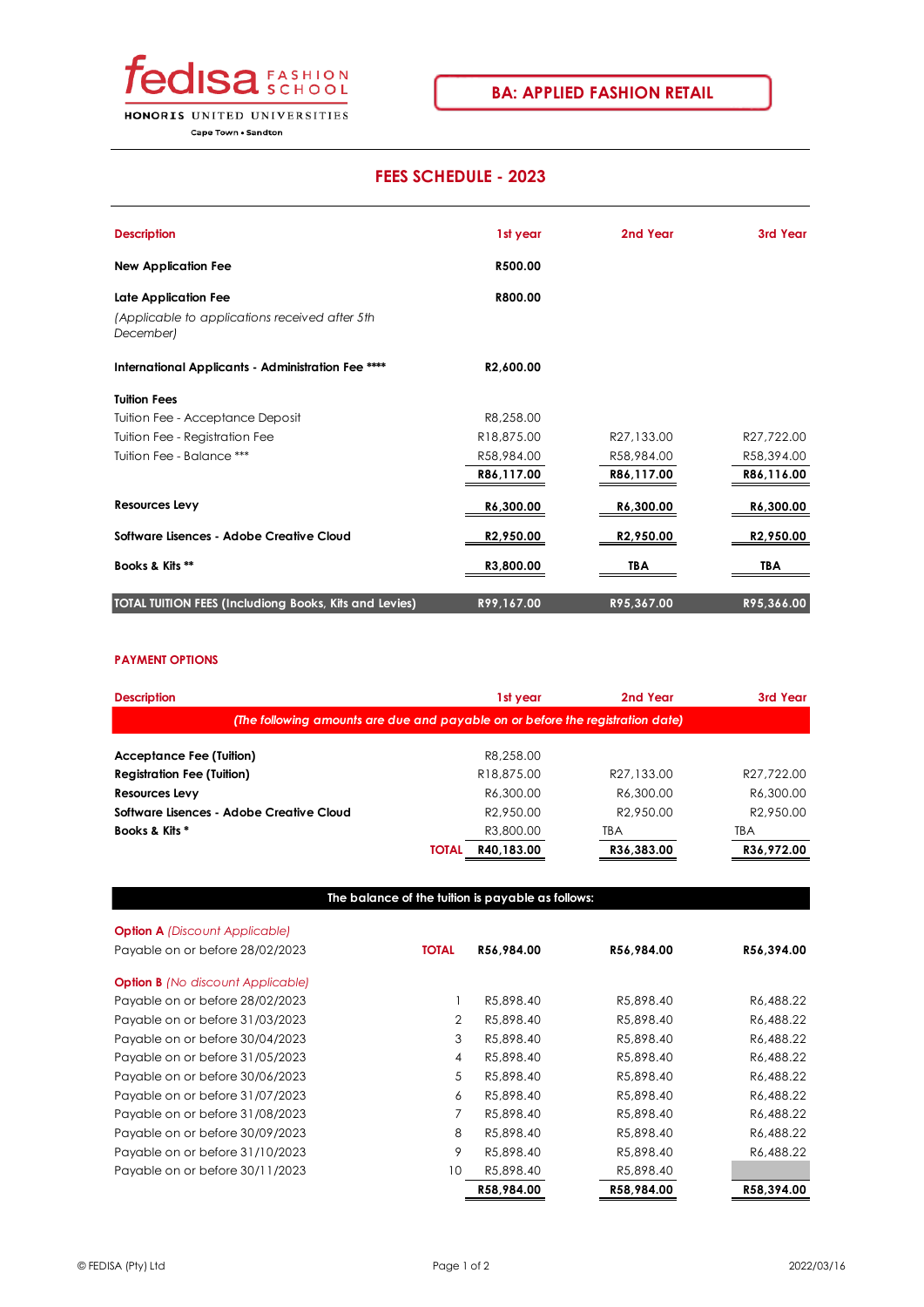fedisa FASHION SCHOOL

HONORIS UNITED UNIVERSITIES

Cape Town • Sandton

**BA: APPLIED FASHION RETAIL**

# FEES SCHEDULE - 2023

| Description | 1st year | 2nd Year | 3rd Year |
|---|---|---|---|
| **New Application Fee** | **R500.00** | | |
| **Late Application Fee** *(Applicable to applications received after 5th December)* | **R800.00** | | |
| **International Applicants - Administration Fee \*\*\*\*** | **R2,600.00** | | |
| **Tuition Fees** | | | |
| Tuition Fee - Acceptance Deposit | R8,258.00 | | |
| Tuition Fee - Registration Fee | R18,875.00 | R27,133.00 | R27,722.00 |
| Tuition Fee - Balance \*\*\* | R58,984.00 | R58,984.00 | R58,394.00 |
| | **R86,117.00** | **R86,117.00** | **R86,116.00** |
| **Resources Levy** | **R6,300.00** | **R6,300.00** | **R6,300.00** |
| **Software Lisences - Adobe Creative Cloud** | **R2,950.00** | **R2,950.00** | **R2,950.00** |
| **Books & Kits \*\*** | **R3,800.00** | **TBA** | **TBA** |
| **TOTAL TUITION FEES (Includiong Books, Kits and Levies)** | **R99,167.00** | **R95,367.00** | **R95,366.00** |

## PAYMENT OPTIONS

| Description | | 1st year | 2nd Year | 3rd Year |
|---|---|---|---|---|
| *(The following amounts are due and payable on or before the registration date)* | | | | |
| **Acceptance Fee (Tuition)** | | R8,258.00 | | |
| **Registration Fee (Tuition)** | | R18,875.00 | R27,133.00 | R27,722.00 |
| **Resources Levy** | | R6,300.00 | R6,300.00 | R6,300.00 |
| **Software Lisences - Adobe Creative Cloud** | | R2,950.00 | R2,950.00 | R2,950.00 |
| **Books & Kits \*** | | R3,800.00 | TBA | TBA |
| | **TOTAL** | **R40,183.00** | **R36,383.00** | **R36,972.00** |

| The balance of the tuition is payable as follows: | | | | |
|---|---|---|---|---|
| **Option A** *(Discount Applicable)* | | | | |
| Payable on or before 28/02/2023 | **TOTAL** | **R56,984.00** | **R56,984.00** | **R56,394.00** |
| **Option B** *(No discount Applicable)* | | | | |
| Payable on or before 28/02/2023 | 1 | R5,898.40 | R5,898.40 | R6,488.22 |
| Payable on or before 31/03/2023 | 2 | R5,898.40 | R5,898.40 | R6,488.22 |
| Payable on or before 30/04/2023 | 3 | R5,898.40 | R5,898.40 | R6,488.22 |
| Payable on or before 31/05/2023 | 4 | R5,898.40 | R5,898.40 | R6,488.22 |
| Payable on or before 30/06/2023 | 5 | R5,898.40 | R5,898.40 | R6,488.22 |
| Payable on or before 31/07/2023 | 6 | R5,898.40 | R5,898.40 | R6,488.22 |
| Payable on or before 31/08/2023 | 7 | R5,898.40 | R5,898.40 | R6,488.22 |
| Payable on or before 30/09/2023 | 8 | R5,898.40 | R5,898.40 | R6,488.22 |
| Payable on or before 31/10/2023 | 9 | R5,898.40 | R5,898.40 | R6,488.22 |
| Payable on or before 30/11/2023 | 10 | R5,898.40 | R5,898.40 | |
| | | **R58,984.00** | **R58,984.00** | **R58,394.00** |

© FEDISA (Pty) Ltd — 2022/03/16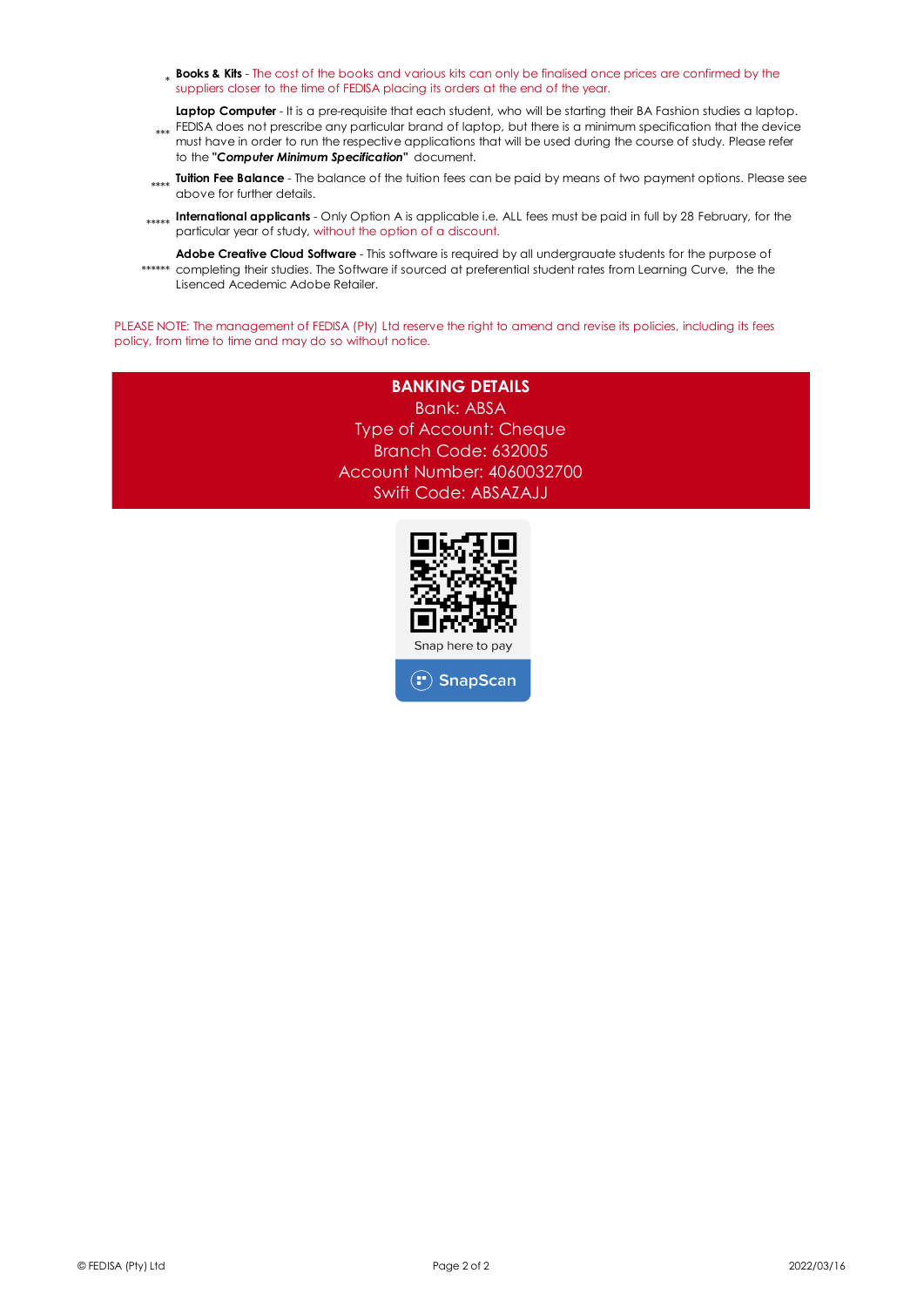\* **Books & Kits** - The cost of the books and various kits can only be finalised once prices are confirmed by the suppliers closer to the time of FEDISA placing its orders at the end of the year.

\*\*\* **Laptop Computer** - It is a pre-requisite that each student, who will be starting their BA Fashion studies a laptop. FEDISA does not prescribe any particular brand of laptop, but there is a minimum specification that the device must have in order to run the respective applications that will be used during the course of study. Please refer to the ***"Computer Minimum Specification"*** document.

\*\*\*\* **Tuition Fee Balance** - The balance of the tuition fees can be paid by means of two payment options. Please see above for further details.

\*\*\*\*\* **International applicants** - Only Option A is applicable i.e. ALL fees must be paid in full by 28 February, for the particular year of study, without the option of a discount.

\*\*\*\*\*\* **Adobe Creative Cloud Software** - This software is required by all undergrauate students for the purpose of completing their studies. The Software if sourced at preferential student rates from Learning Curve, the the Lisenced Acedemic Adobe Retailer.

PLEASE NOTE: The management of FEDISA (Pty) Ltd reserve the right to amend and revise its policies, including its fees policy, from time to time and may do so without notice.

**BANKING DETAILS**

Bank: ABSA

Type of Account: Cheque

Branch Code: 632005

Account Number: 4060032700

Swift Code: ABSAZAJJ

Snap here to pay

SnapScan

© FEDISA (Pty) Ltd

2022/03/16